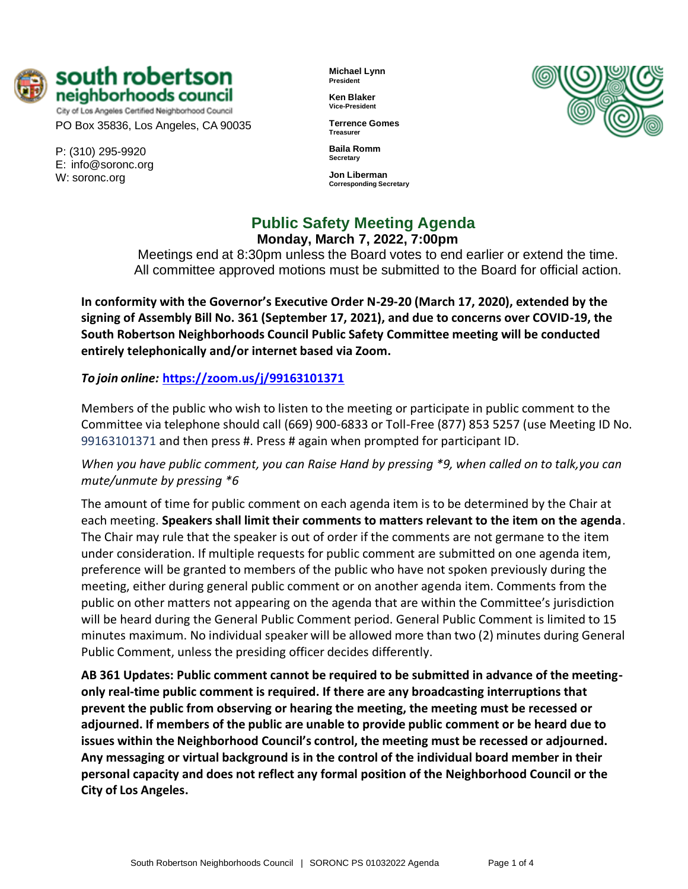**south robertson neighborhoods council**
City of Los Angeles Certified Neighborhood Council
PO Box 35836, Los Angeles, CA 90035

P: (310) 295-9920
E: info@soronc.org
W: soronc.org

**Michael Lynn**
**President**

**Ken Blaker**
**Vice-President**

**Terrence Gomes**
**Treasurer**

**Baila Romm**
**Secretary**

**Jon Liberman**
**Corresponding Secretary**

# Public Safety Meeting Agenda

**Monday, March 7, 2022, 7:00pm**

Meetings end at 8:30pm unless the Board votes to end earlier or extend the time.
All committee approved motions must be submitted to the Board for official action.

**In conformity with the Governor's Executive Order N-29-20 (March 17, 2020), extended by the signing of Assembly Bill No. 361 (September 17, 2021), and due to concerns over COVID-19, the South Robertson Neighborhoods Council Public Safety Committee meeting will be conducted entirely telephonically and/or internet based via Zoom.**

*To join online:* **https://zoom.us/j/99163101371**

Members of the public who wish to listen to the meeting or participate in public comment to the Committee via telephone should call (669) 900-6833 or Toll-Free (877) 853 5257 (use Meeting ID No. 99163101371 and then press #. Press # again when prompted for participant ID.

*When you have public comment, you can Raise Hand by pressing *9, when called on to talk,you can mute/unmute by pressing *6*

The amount of time for public comment on each agenda item is to be determined by the Chair at each meeting. **Speakers shall limit their comments to matters relevant to the item on the agenda**. The Chair may rule that the speaker is out of order if the comments are not germane to the item under consideration. If multiple requests for public comment are submitted on one agenda item, preference will be granted to members of the public who have not spoken previously during the meeting, either during general public comment or on another agenda item. Comments from the public on other matters not appearing on the agenda that are within the Committee's jurisdiction will be heard during the General Public Comment period. General Public Comment is limited to 15 minutes maximum. No individual speaker will be allowed more than two (2) minutes during General Public Comment, unless the presiding officer decides differently.

**AB 361 Updates: Public comment cannot be required to be submitted in advance of the meeting-only real-time public comment is required. If there are any broadcasting interruptions that prevent the public from observing or hearing the meeting, the meeting must be recessed or adjourned. If members of the public are unable to provide public comment or be heard due to issues within the Neighborhood Council's control, the meeting must be recessed or adjourned. Any messaging or virtual background is in the control of the individual board member in their personal capacity and does not reflect any formal position of the Neighborhood Council or the City of Los Angeles.**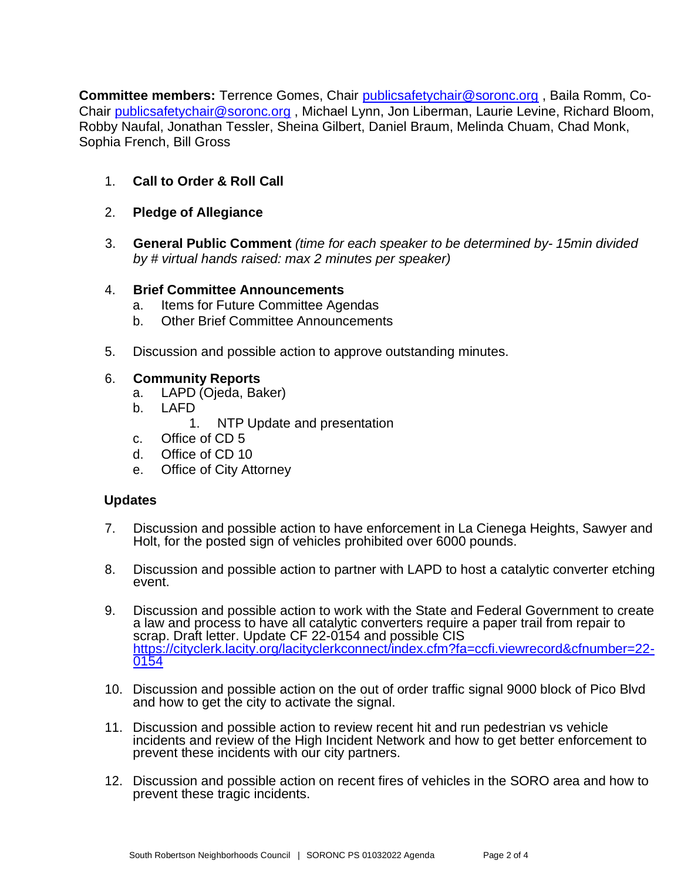**Committee members:** Terrence Gomes, Chair publicsafetychair@soronc.org , Baila Romm, Co-Chair publicsafetychair@soronc.org , Michael Lynn, Jon Liberman, Laurie Levine, Richard Bloom, Robby Naufal, Jonathan Tessler, Sheina Gilbert, Daniel Braum, Melinda Chuam, Chad Monk, Sophia French, Bill Gross

1. **Call to Order & Roll Call**

2. **Pledge of Allegiance**

3. **General Public Comment** *(time for each speaker to be determined by- 15min divided by # virtual hands raised: max 2 minutes per speaker)*

4. **Brief Committee Announcements**
   a. Items for Future Committee Agendas
   b. Other Brief Committee Announcements

5. Discussion and possible action to approve outstanding minutes.

6. **Community Reports**
   a. LAPD (Ojeda, Baker)
   b. LAFD
      1. NTP Update and presentation
   c. Office of CD 5
   d. Office of CD 10
   e. Office of City Attorney

**Updates**

7. Discussion and possible action to have enforcement in La Cienega Heights, Sawyer and Holt, for the posted sign of vehicles prohibited over 6000 pounds.

8. Discussion and possible action to partner with LAPD to host a catalytic converter etching event.

9. Discussion and possible action to work with the State and Federal Government to create a law and process to have all catalytic converters require a paper trail from repair to scrap. Draft letter. Update CF 22-0154 and possible CIS https://cityclerk.lacity.org/lacityclerkconnect/index.cfm?fa=ccfi.viewrecord&cfnumber=22-0154

10. Discussion and possible action on the out of order traffic signal 9000 block of Pico Blvd and how to get the city to activate the signal.

11. Discussion and possible action to review recent hit and run pedestrian vs vehicle incidents and review of the High Incident Network and how to get better enforcement to prevent these incidents with our city partners.

12. Discussion and possible action on recent fires of vehicles in the SORO area and how to prevent these tragic incidents.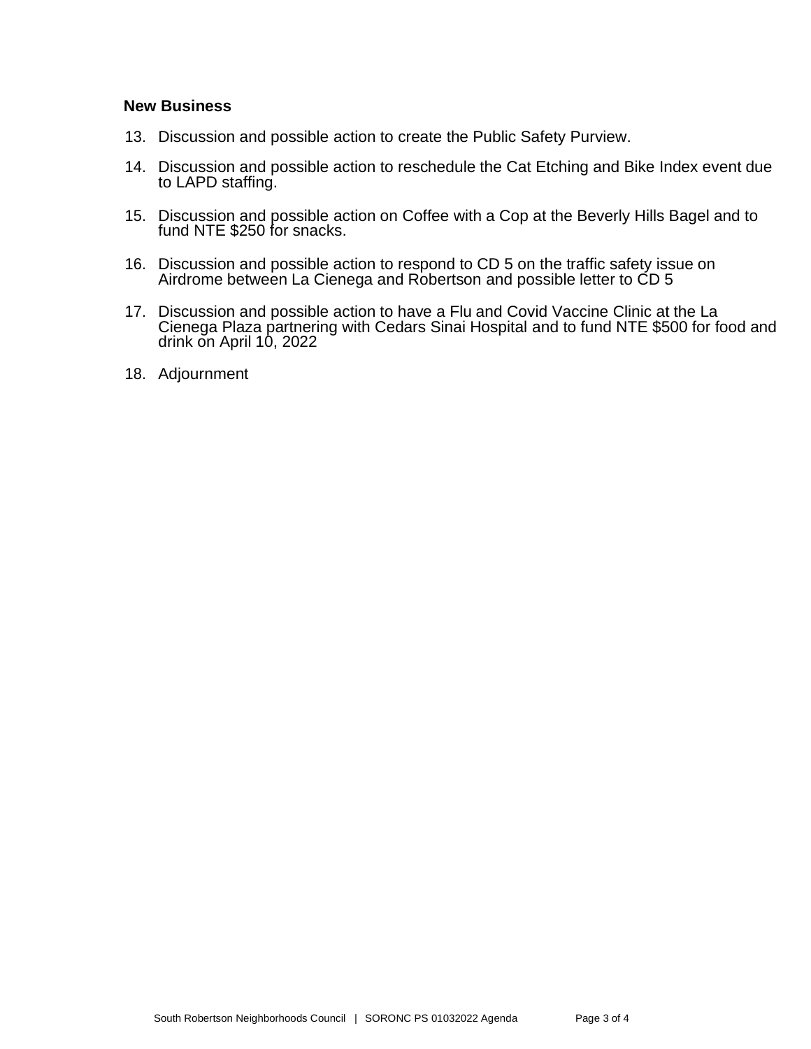**New Business**

13. Discussion and possible action to create the Public Safety Purview.

14. Discussion and possible action to reschedule the Cat Etching and Bike Index event due to LAPD staffing.

15. Discussion and possible action on Coffee with a Cop at the Beverly Hills Bagel and to fund NTE $250 for snacks.

16. Discussion and possible action to respond to CD 5 on the traffic safety issue on Airdrome between La Cienega and Robertson and possible letter to CD 5

17. Discussion and possible action to have a Flu and Covid Vaccine Clinic at the La Cienega Plaza partnering with Cedars Sinai Hospital and to fund NTE $500 for food and drink on April 10, 2022

18. Adjournment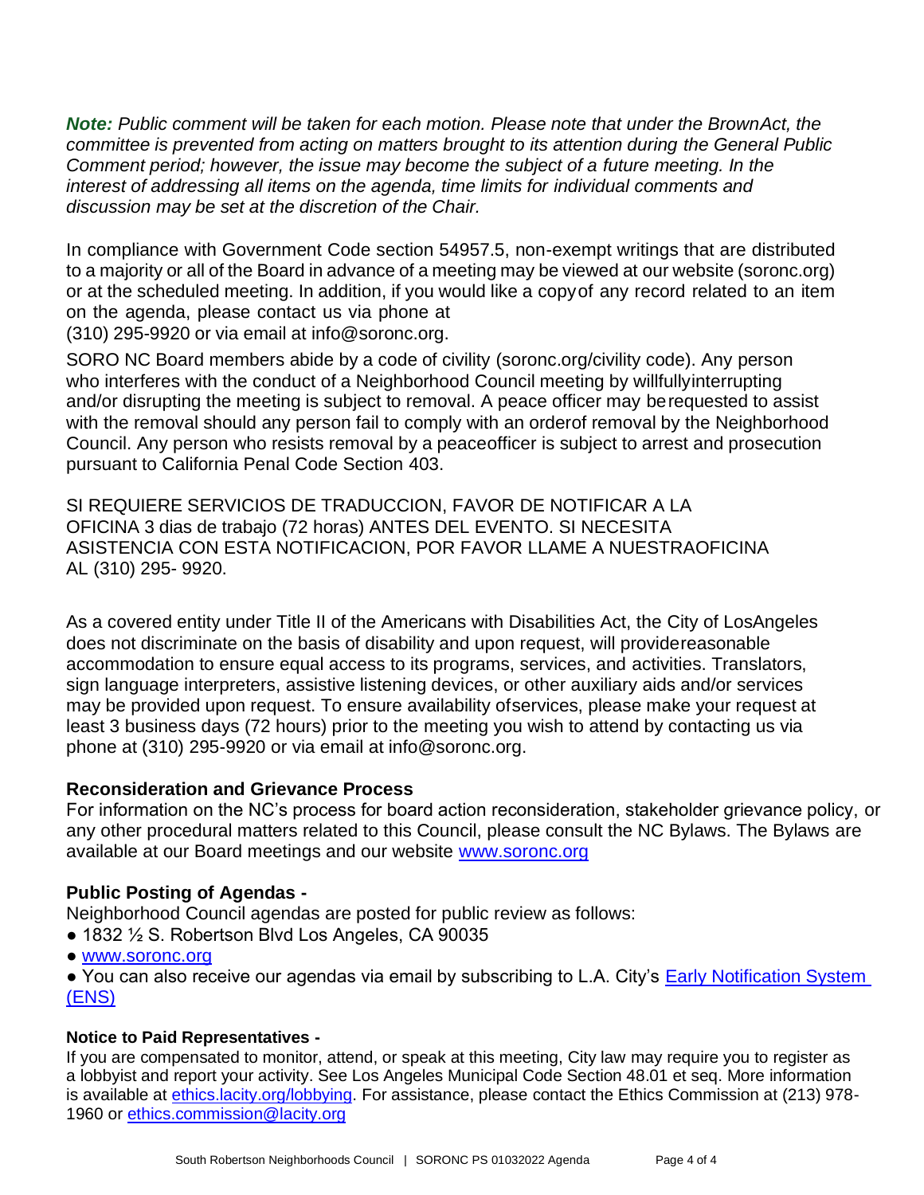***Note:*** *Public comment will be taken for each motion. Please note that under the BrownAct, the committee is prevented from acting on matters brought to its attention during the General Public Comment period; however, the issue may become the subject of a future meeting. In the interest of addressing all items on the agenda, time limits for individual comments and discussion may be set at the discretion of the Chair.*

In compliance with Government Code section 54957.5, non-exempt writings that are distributed to a majority or all of the Board in advance of a meeting may be viewed at our website (soronc.org) or at the scheduled meeting. In addition, if you would like a copyof any record related to an item on the agenda, please contact us via phone at (310) 295-9920 or via email at info@soronc.org.

SORO NC Board members abide by a code of civility (soronc.org/civility code). Any person who interferes with the conduct of a Neighborhood Council meeting by willfullyinterrupting and/or disrupting the meeting is subject to removal. A peace officer may berequested to assist with the removal should any person fail to comply with an orderof removal by the Neighborhood Council. Any person who resists removal by a peaceofficer is subject to arrest and prosecution pursuant to California Penal Code Section 403.

SI REQUIERE SERVICIOS DE TRADUCCION, FAVOR DE NOTIFICAR A LA OFICINA 3 dias de trabajo (72 horas) ANTES DEL EVENTO. SI NECESITA ASISTENCIA CON ESTA NOTIFICACION, POR FAVOR LLAME A NUESTRAOFICINA AL (310) 295- 9920.

As a covered entity under Title II of the Americans with Disabilities Act, the City of LosAngeles does not discriminate on the basis of disability and upon request, will providereasonable accommodation to ensure equal access to its programs, services, and activities. Translators, sign language interpreters, assistive listening devices, or other auxiliary aids and/or services may be provided upon request. To ensure availability ofservices, please make your request at least 3 business days (72 hours) prior to the meeting you wish to attend by contacting us via phone at (310) 295-9920 or via email at info@soronc.org.

**Reconsideration and Grievance Process**

For information on the NC's process for board action reconsideration, stakeholder grievance policy, or any other procedural matters related to this Council, please consult the NC Bylaws. The Bylaws are available at our Board meetings and our website [www.soronc.org](www.soronc.org)

**Public Posting of Agendas -**

Neighborhood Council agendas are posted for public review as follows:

- 1832 ½ S. Robertson Blvd Los Angeles, CA 90035
- [www.soronc.org](www.soronc.org)
- You can also receive our agendas via email by subscribing to L.A. City's [Early Notification System (ENS)]()

**Notice to Paid Representatives -**

If you are compensated to monitor, attend, or speak at this meeting, City law may require you to register as a lobbyist and report your activity. See Los Angeles Municipal Code Section 48.01 et seq. More information is available at [ethics.lacity.org/lobbying](ethics.lacity.org/lobbying). For assistance, please contact the Ethics Commission at (213) 978-1960 or [ethics.commission@lacity.org](mailto:ethics.commission@lacity.org)